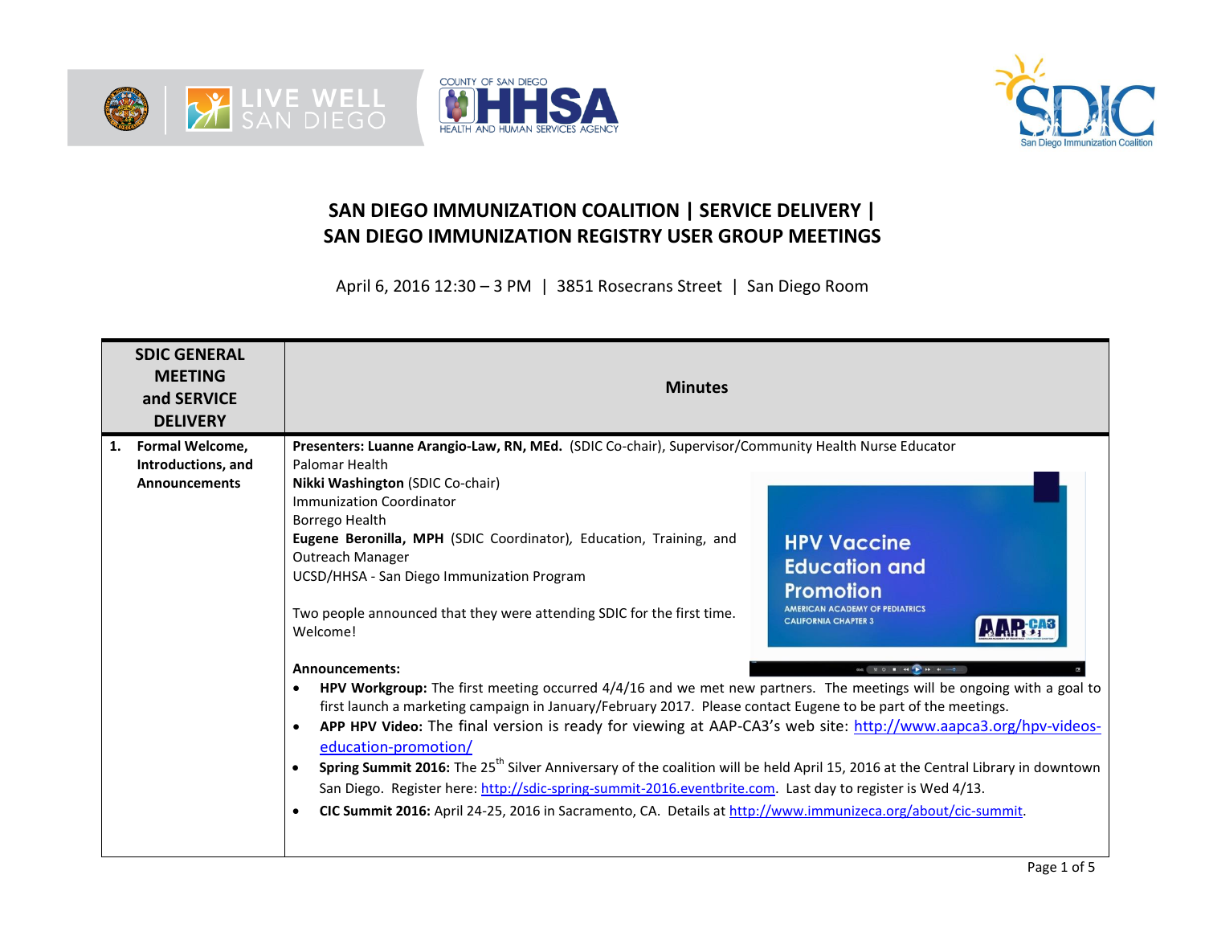# SAN DIEGO IMMUNIZATION COALITION | SERVICE DELIVERY | SAN DIEGO IMMUNIZATION REGISTRY USER GROUP MEETINGS

April 6, 2016 12:30 – 3 PM | 3851 Rosecrans Street | San Diego Room

| SDIC GENERAL MEETING and SERVICE DELIVERY | Minutes |
|---|---|
| **1. Formal Welcome, Introductions, and Announcements** | **Presenters: Luanne Arangio-Law, RN, MEd.** (SDIC Co-chair), Supervisor/Community Health Nurse Educator Palomar Health<br>**Nikki Washington** (SDIC Co-chair) Immunization Coordinator Borrego Health<br>**Eugene Beronilla, MPH** (SDIC Coordinator), Education, Training, and Outreach Manager UCSD/HHSA - San Diego Immunization Program<br><br>Two people announced that they were attending SDIC for the first time. Welcome!<br><br>**Announcements:**<br>• **HPV Workgroup:** The first meeting occurred 4/4/16 and we met new partners. The meetings will be ongoing with a goal to first launch a marketing campaign in January/February 2017. Please contact Eugene to be part of the meetings.<br>• **APP HPV Video:** The final version is ready for viewing at AAP-CA3's web site: [http://www.aapca3.org/hpv-videos-education-promotion/](http://www.aapca3.org/hpv-videos-education-promotion/)<br>• **Spring Summit 2016:** The 25th Silver Anniversary of the coalition will be held April 15, 2016 at the Central Library in downtown San Diego. Register here: [http://sdic-spring-summit-2016.eventbrite.com](http://sdic-spring-summit-2016.eventbrite.com). Last day to register is Wed 4/13.<br>• **CIC Summit 2016:** April 24-25, 2016 in Sacramento, CA. Details at [http://www.immunizeca.org/about/cic-summit](http://www.immunizeca.org/about/cic-summit). |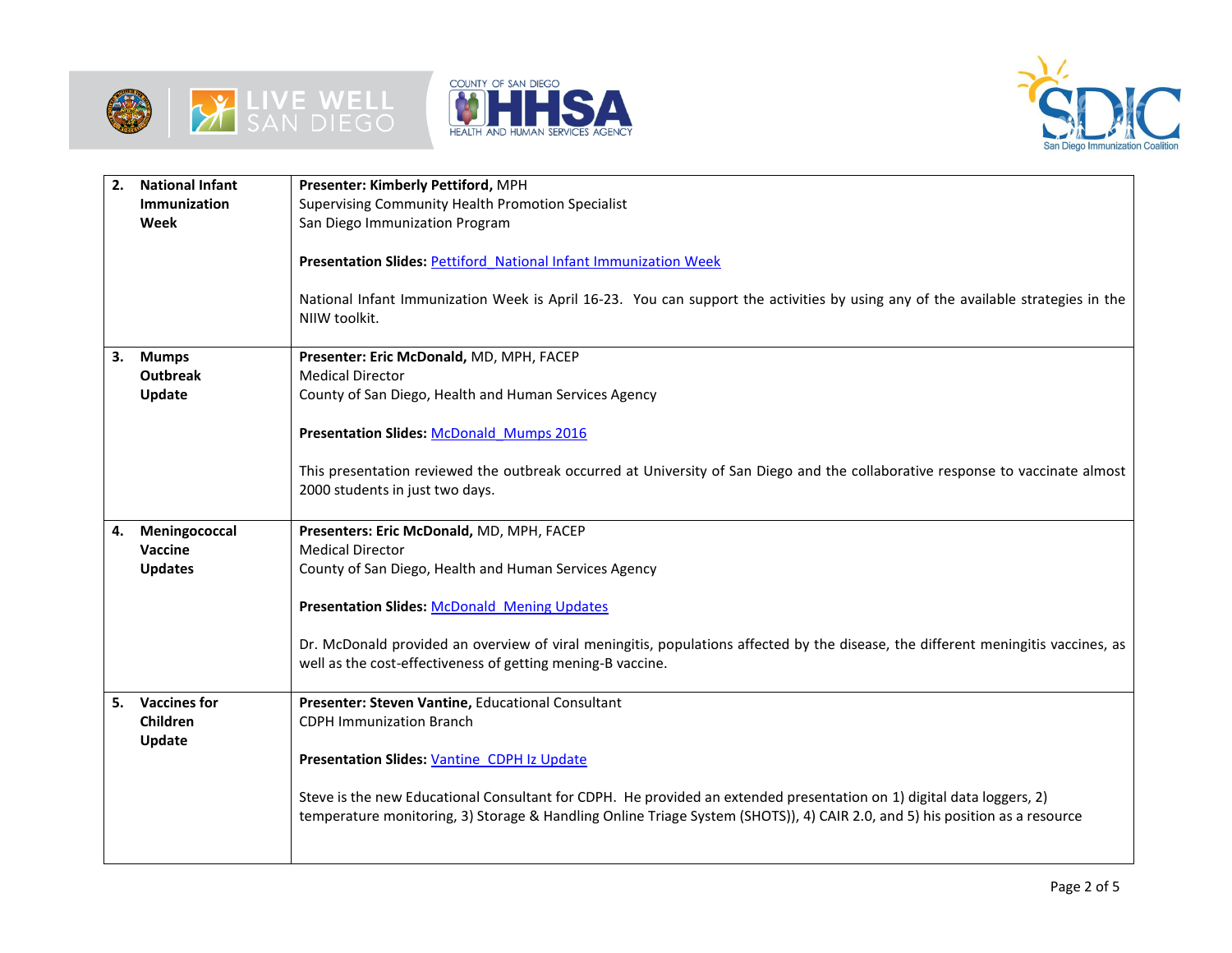| | | |
|---|---|---|
| 2. | **National Infant Immunization Week** | **Presenter: Kimberly Pettiford,** MPH<br>Supervising Community Health Promotion Specialist<br>San Diego Immunization Program<br><br>**Presentation Slides:** Pettiford_National Infant Immunization Week<br><br>National Infant Immunization Week is April 16-23. You can support the activities by using any of the available strategies in the NIIW toolkit. |
| 3. | **Mumps Outbreak Update** | **Presenter: Eric McDonald,** MD, MPH, FACEP<br>Medical Director<br>County of San Diego, Health and Human Services Agency<br><br>**Presentation Slides:** McDonald_Mumps 2016<br><br>This presentation reviewed the outbreak occurred at University of San Diego and the collaborative response to vaccinate almost 2000 students in just two days. |
| 4. | **Meningococcal Vaccine Updates** | **Presenters: Eric McDonald,** MD, MPH, FACEP<br>Medical Director<br>County of San Diego, Health and Human Services Agency<br><br>**Presentation Slides:** McDonald_Mening Updates<br><br>Dr. McDonald provided an overview of viral meningitis, populations affected by the disease, the different meningitis vaccines, as well as the cost-effectiveness of getting mening-B vaccine. |
| 5. | **Vaccines for Children Update** | **Presenter: Steven Vantine,** Educational Consultant<br>CDPH Immunization Branch<br><br>**Presentation Slides:** Vantine_CDPH Iz Update<br><br>Steve is the new Educational Consultant for CDPH. He provided an extended presentation on 1) digital data loggers, 2) temperature monitoring, 3) Storage & Handling Online Triage System (SHOTS)), 4) CAIR 2.0, and 5) his position as a resource |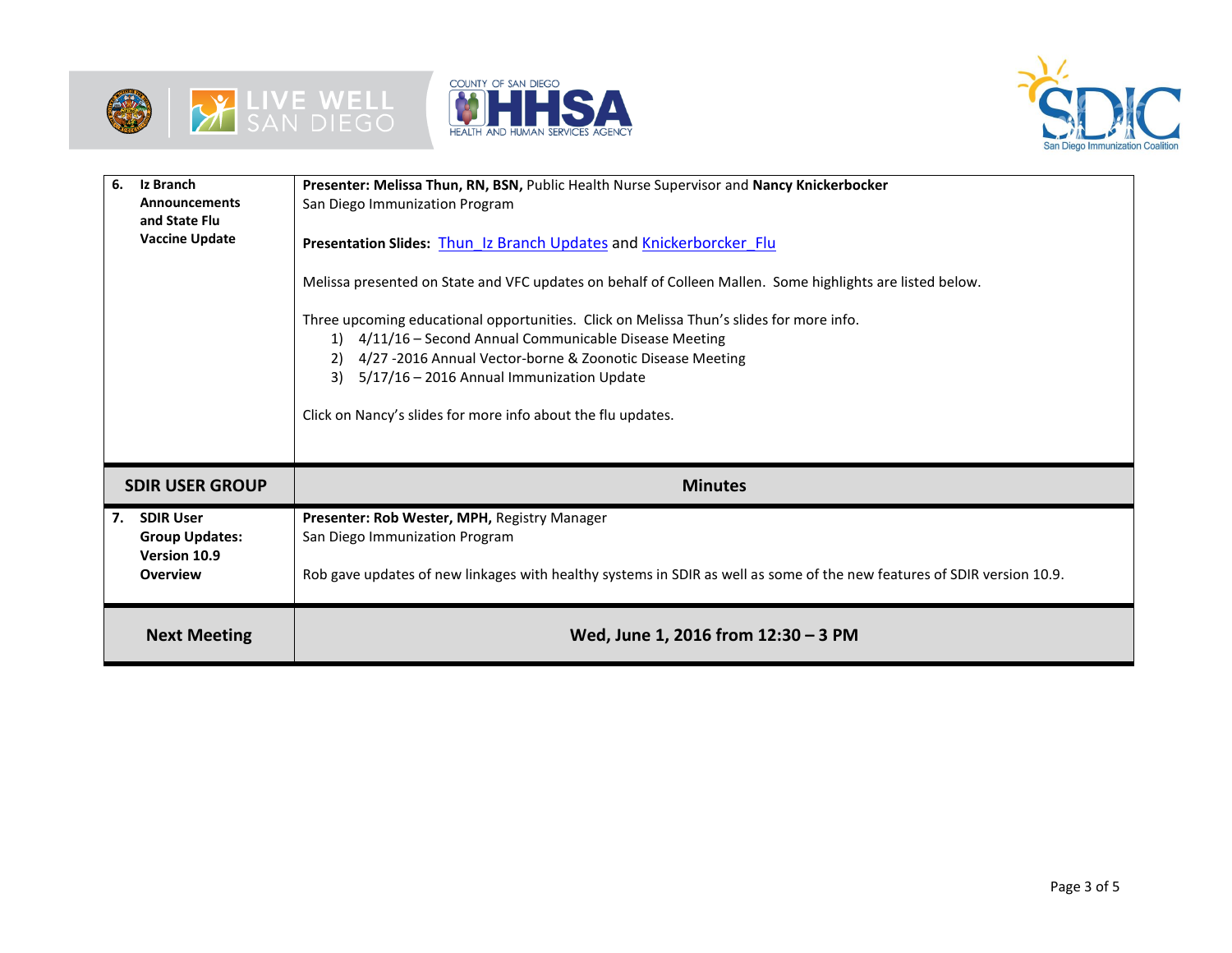| 6. Iz Branch Announcements and State Flu Vaccine Update | **Presenter: Melissa Thun, RN, BSN,** Public Health Nurse Supervisor and **Nancy Knickerbocker**<br>San Diego Immunization Program<br><br>**Presentation Slides:** Thun_Iz Branch Updates and Knickerborcker_Flu<br><br>Melissa presented on State and VFC updates on behalf of Colleen Mallen. Some highlights are listed below.<br><br>Three upcoming educational opportunities. Click on Melissa Thun's slides for more info.<br>1) 4/11/16 – Second Annual Communicable Disease Meeting<br>2) 4/27 -2016 Annual Vector-borne & Zoonotic Disease Meeting<br>3) 5/17/16 – 2016 Annual Immunization Update<br><br>Click on Nancy's slides for more info about the flu updates. |
|---|---|
| **SDIR USER GROUP** | **Minutes** |
| 7. SDIR User Group Updates: Version 10.9 Overview | **Presenter: Rob Wester, MPH,** Registry Manager<br>San Diego Immunization Program<br><br>Rob gave updates of new linkages with healthy systems in SDIR as well as some of the new features of SDIR version 10.9. |
| **Next Meeting** | **Wed, June 1, 2016 from 12:30 – 3 PM** |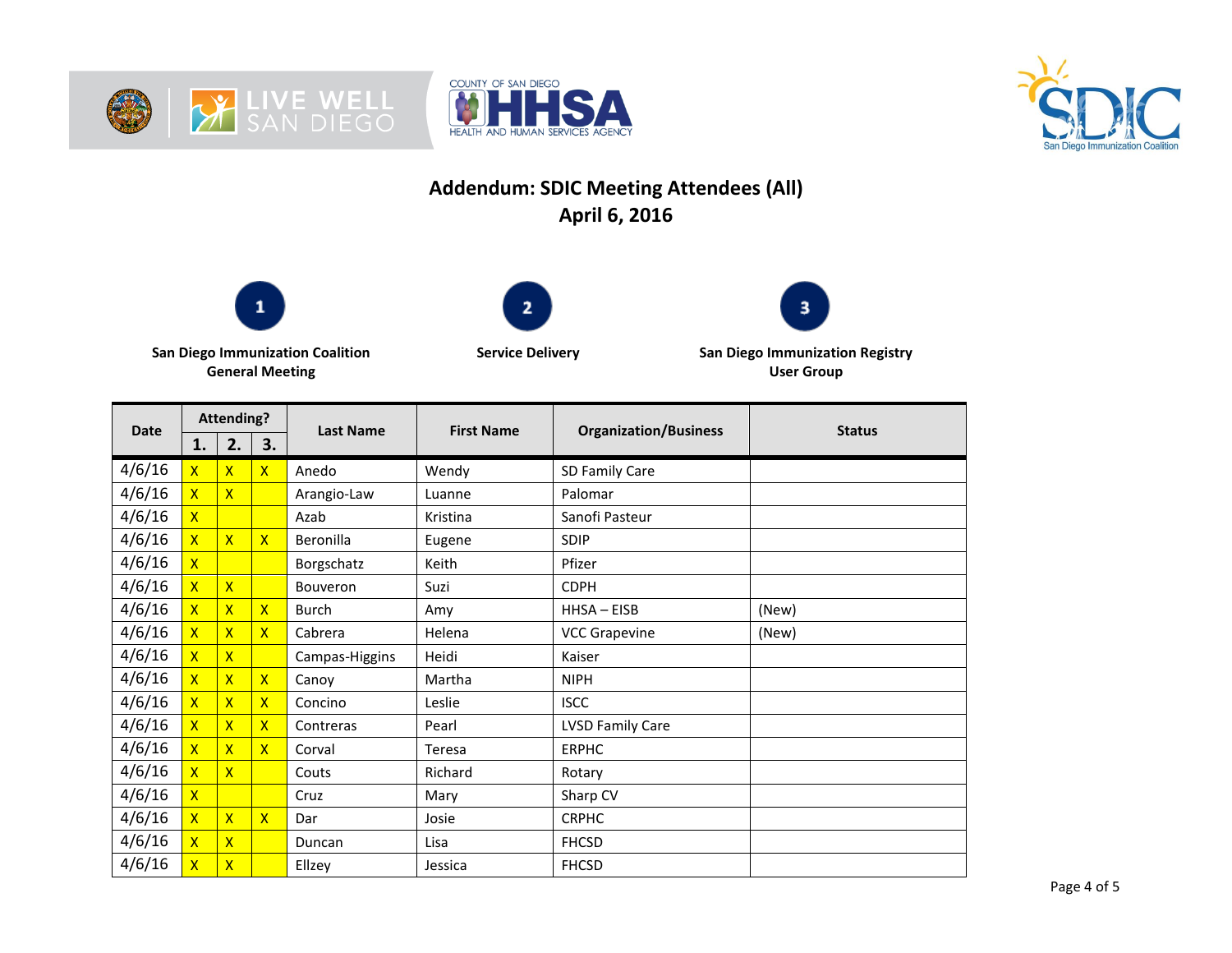# Addendum: SDIC Meeting Attendees (All)

## April 6, 2016

**1** — **San Diego Immunization Coalition General Meeting**

**2** — **Service Delivery**

**3** — **San Diego Immunization Registry User Group**

| Date | Attending? | | | Last Name | First Name | Organization/Business | Status |
|---|---|---|---|---|---|---|---|
| | 1. | 2. | 3. | | | | |
| 4/6/16 | X | X | X | Anedo | Wendy | SD Family Care | |
| 4/6/16 | X | X | | Arangio-Law | Luanne | Palomar | |
| 4/6/16 | X | | | Azab | Kristina | Sanofi Pasteur | |
| 4/6/16 | X | X | X | Beronilla | Eugene | SDIP | |
| 4/6/16 | X | | | Borgschatz | Keith | Pfizer | |
| 4/6/16 | X | X | | Bouveron | Suzi | CDPH | |
| 4/6/16 | X | X | X | Burch | Amy | HHSA – EISB | (New) |
| 4/6/16 | X | X | X | Cabrera | Helena | VCC Grapevine | (New) |
| 4/6/16 | X | X | | Campas-Higgins | Heidi | Kaiser | |
| 4/6/16 | X | X | X | Canoy | Martha | NIPH | |
| 4/6/16 | X | X | X | Concino | Leslie | ISCC | |
| 4/6/16 | X | X | X | Contreras | Pearl | LVSD Family Care | |
| 4/6/16 | X | X | X | Corval | Teresa | ERPHC | |
| 4/6/16 | X | X | | Couts | Richard | Rotary | |
| 4/6/16 | X | | | Cruz | Mary | Sharp CV | |
| 4/6/16 | X | X | X | Dar | Josie | CRPHC | |
| 4/6/16 | X | X | | Duncan | Lisa | FHCSD | |
| 4/6/16 | X | X | | Ellzey | Jessica | FHCSD | |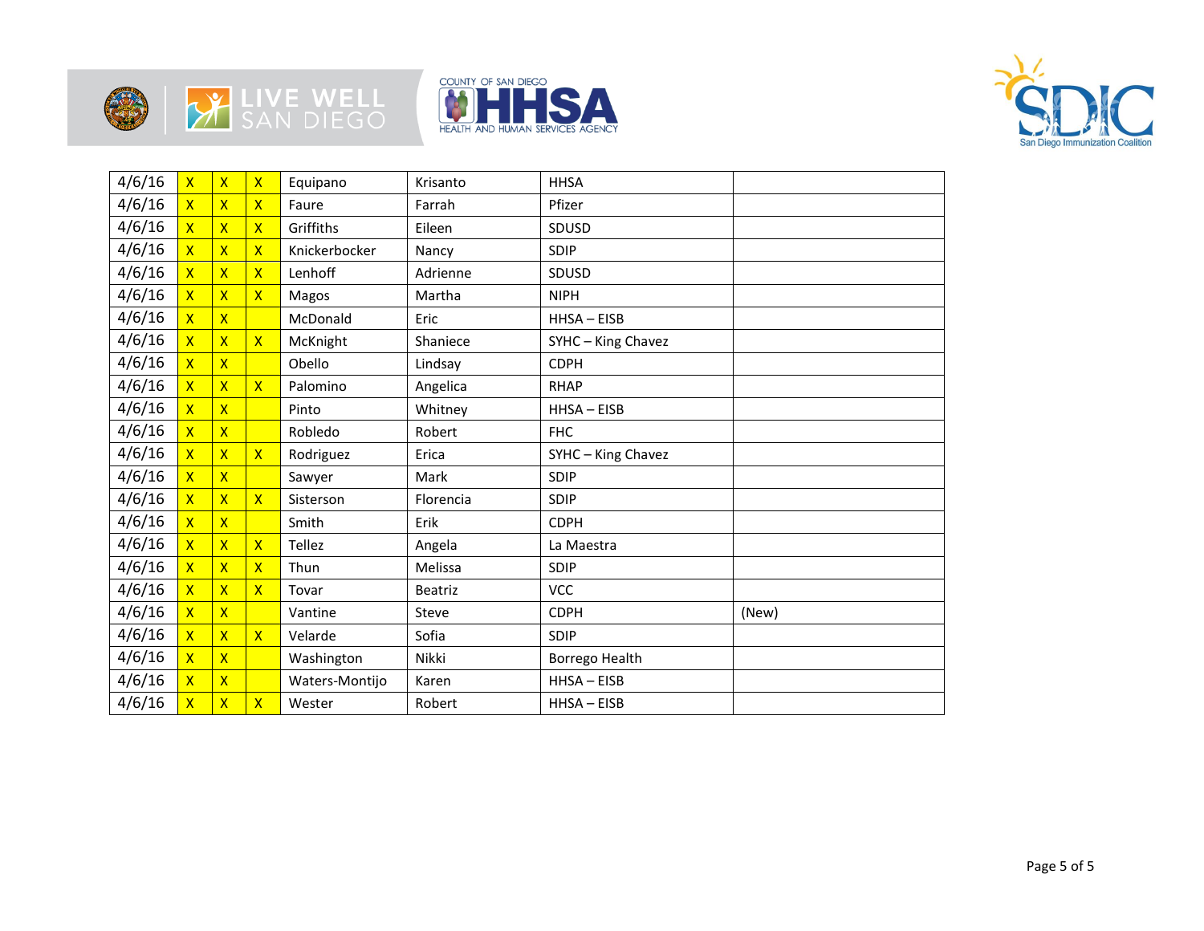| | | | | | | | |
|---|---|---|---|---|---|---|---|
| 4/6/16 | X | X | X | Equipano | Krisanto | HHSA | |
| 4/6/16 | X | X | X | Faure | Farrah | Pfizer | |
| 4/6/16 | X | X | X | Griffiths | Eileen | SDUSD | |
| 4/6/16 | X | X | X | Knickerbocker | Nancy | SDIP | |
| 4/6/16 | X | X | X | Lenhoff | Adrienne | SDUSD | |
| 4/6/16 | X | X | X | Magos | Martha | NIPH | |
| 4/6/16 | X | X | | McDonald | Eric | HHSA – EISB | |
| 4/6/16 | X | X | X | McKnight | Shaniece | SYHC – King Chavez | |
| 4/6/16 | X | X | | Obello | Lindsay | CDPH | |
| 4/6/16 | X | X | X | Palomino | Angelica | RHAP | |
| 4/6/16 | X | X | | Pinto | Whitney | HHSA – EISB | |
| 4/6/16 | X | X | | Robledo | Robert | FHC | |
| 4/6/16 | X | X | X | Rodriguez | Erica | SYHC – King Chavez | |
| 4/6/16 | X | X | | Sawyer | Mark | SDIP | |
| 4/6/16 | X | X | X | Sisterson | Florencia | SDIP | |
| 4/6/16 | X | X | | Smith | Erik | CDPH | |
| 4/6/16 | X | X | X | Tellez | Angela | La Maestra | |
| 4/6/16 | X | X | X | Thun | Melissa | SDIP | |
| 4/6/16 | X | X | X | Tovar | Beatriz | VCC | |
| 4/6/16 | X | X | | Vantine | Steve | CDPH | (New) |
| 4/6/16 | X | X | X | Velarde | Sofia | SDIP | |
| 4/6/16 | X | X | | Washington | Nikki | Borrego Health | |
| 4/6/16 | X | X | | Waters-Montijo | Karen | HHSA – EISB | |
| 4/6/16 | X | X | X | Wester | Robert | HHSA – EISB | |